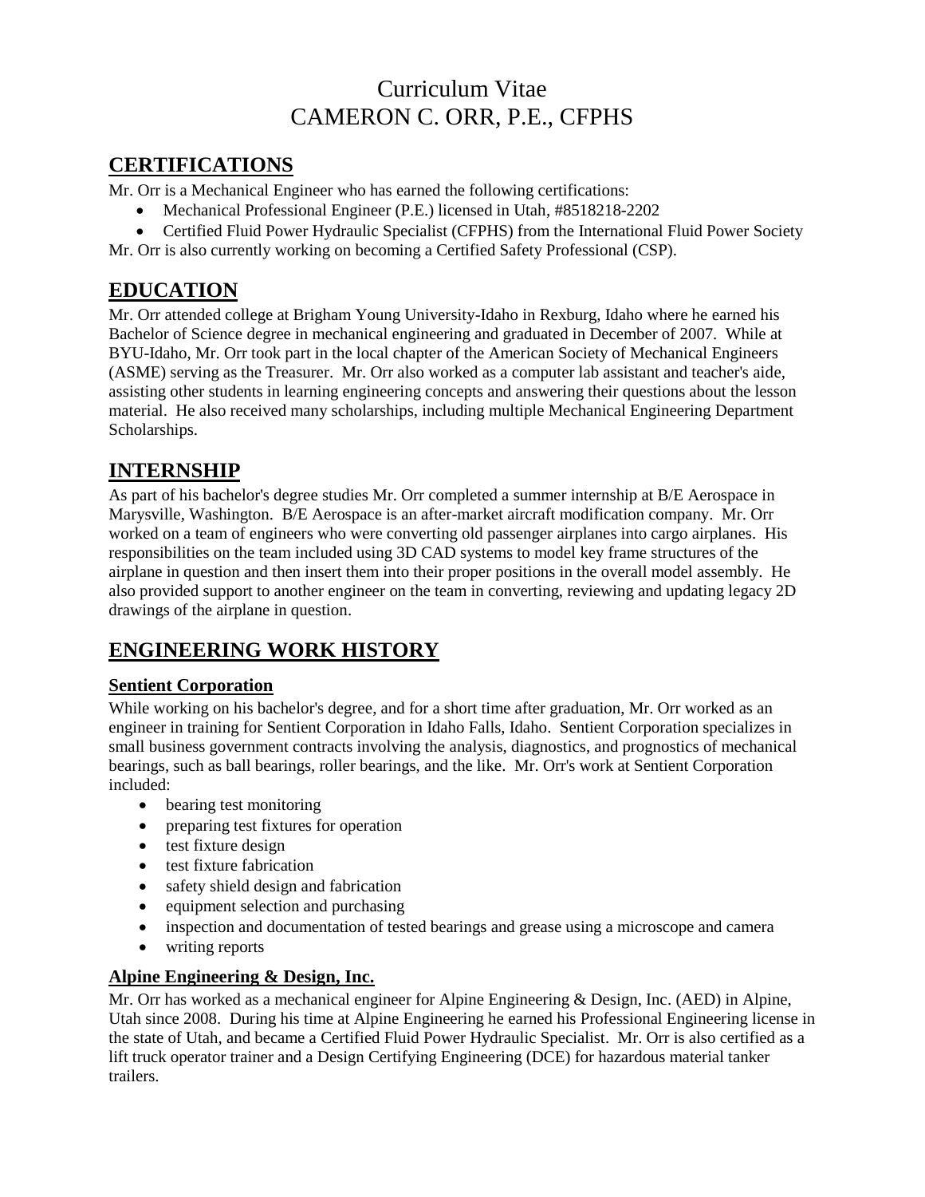# Curriculum Vitae
# CAMERON C. ORR, P.E., CFPHS

## CERTIFICATIONS

Mr. Orr is a Mechanical Engineer who has earned the following certifications:

- Mechanical Professional Engineer (P.E.) licensed in Utah, #8518218-2202
- Certified Fluid Power Hydraulic Specialist (CFPHS) from the International Fluid Power Society

Mr. Orr is also currently working on becoming a Certified Safety Professional (CSP).

## EDUCATION

Mr. Orr attended college at Brigham Young University-Idaho in Rexburg, Idaho where he earned his Bachelor of Science degree in mechanical engineering and graduated in December of 2007. While at BYU-Idaho, Mr. Orr took part in the local chapter of the American Society of Mechanical Engineers (ASME) serving as the Treasurer. Mr. Orr also worked as a computer lab assistant and teacher's aide, assisting other students in learning engineering concepts and answering their questions about the lesson material. He also received many scholarships, including multiple Mechanical Engineering Department Scholarships.

## INTERNSHIP

As part of his bachelor's degree studies Mr. Orr completed a summer internship at B/E Aerospace in Marysville, Washington. B/E Aerospace is an after-market aircraft modification company. Mr. Orr worked on a team of engineers who were converting old passenger airplanes into cargo airplanes. His responsibilities on the team included using 3D CAD systems to model key frame structures of the airplane in question and then insert them into their proper positions in the overall model assembly. He also provided support to another engineer on the team in converting, reviewing and updating legacy 2D drawings of the airplane in question.

## ENGINEERING WORK HISTORY

### Sentient Corporation

While working on his bachelor's degree, and for a short time after graduation, Mr. Orr worked as an engineer in training for Sentient Corporation in Idaho Falls, Idaho. Sentient Corporation specializes in small business government contracts involving the analysis, diagnostics, and prognostics of mechanical bearings, such as ball bearings, roller bearings, and the like. Mr. Orr's work at Sentient Corporation included:

- bearing test monitoring
- preparing test fixtures for operation
- test fixture design
- test fixture fabrication
- safety shield design and fabrication
- equipment selection and purchasing
- inspection and documentation of tested bearings and grease using a microscope and camera
- writing reports

### Alpine Engineering & Design, Inc.

Mr. Orr has worked as a mechanical engineer for Alpine Engineering & Design, Inc. (AED) in Alpine, Utah since 2008. During his time at Alpine Engineering he earned his Professional Engineering license in the state of Utah, and became a Certified Fluid Power Hydraulic Specialist. Mr. Orr is also certified as a lift truck operator trainer and a Design Certifying Engineering (DCE) for hazardous material tanker trailers.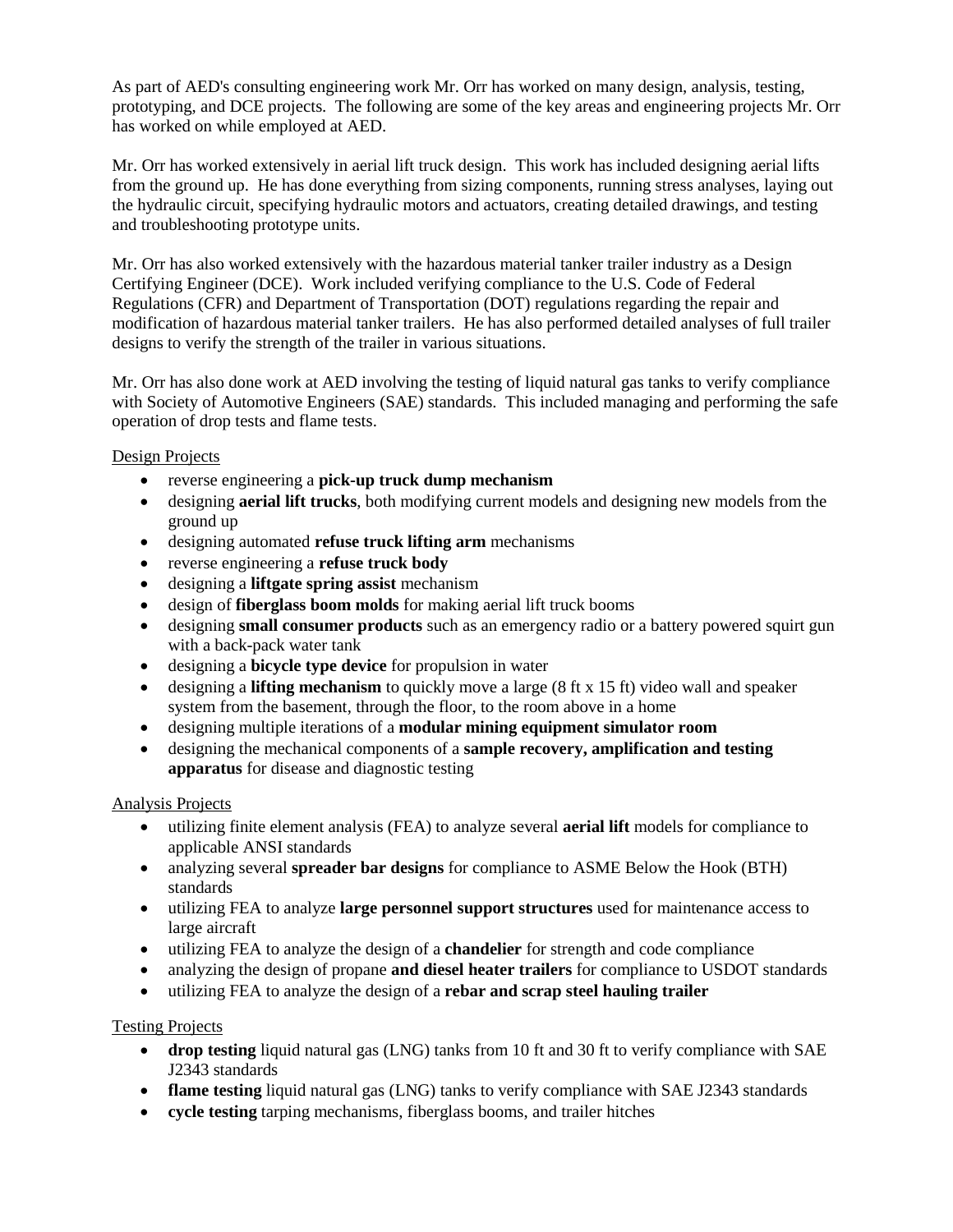As part of AED's consulting engineering work Mr. Orr has worked on many design, analysis, testing, prototyping, and DCE projects. The following are some of the key areas and engineering projects Mr. Orr has worked on while employed at AED.

Mr. Orr has worked extensively in aerial lift truck design. This work has included designing aerial lifts from the ground up. He has done everything from sizing components, running stress analyses, laying out the hydraulic circuit, specifying hydraulic motors and actuators, creating detailed drawings, and testing and troubleshooting prototype units.

Mr. Orr has also worked extensively with the hazardous material tanker trailer industry as a Design Certifying Engineer (DCE). Work included verifying compliance to the U.S. Code of Federal Regulations (CFR) and Department of Transportation (DOT) regulations regarding the repair and modification of hazardous material tanker trailers. He has also performed detailed analyses of full trailer designs to verify the strength of the trailer in various situations.

Mr. Orr has also done work at AED involving the testing of liquid natural gas tanks to verify compliance with Society of Automotive Engineers (SAE) standards. This included managing and performing the safe operation of drop tests and flame tests.

Design Projects

- reverse engineering a **pick-up truck dump mechanism**
- designing **aerial lift trucks**, both modifying current models and designing new models from the ground up
- designing automated **refuse truck lifting arm** mechanisms
- reverse engineering a **refuse truck body**
- designing a **liftgate spring assist** mechanism
- design of **fiberglass boom molds** for making aerial lift truck booms
- designing **small consumer products** such as an emergency radio or a battery powered squirt gun with a back-pack water tank
- designing a **bicycle type device** for propulsion in water
- designing a **lifting mechanism** to quickly move a large (8 ft x 15 ft) video wall and speaker system from the basement, through the floor, to the room above in a home
- designing multiple iterations of a **modular mining equipment simulator room**
- designing the mechanical components of a **sample recovery, amplification and testing apparatus** for disease and diagnostic testing

Analysis Projects

- utilizing finite element analysis (FEA) to analyze several **aerial lift** models for compliance to applicable ANSI standards
- analyzing several **spreader bar designs** for compliance to ASME Below the Hook (BTH) standards
- utilizing FEA to analyze **large personnel support structures** used for maintenance access to large aircraft
- utilizing FEA to analyze the design of a **chandelier** for strength and code compliance
- analyzing the design of propane **and diesel heater trailers** for compliance to USDOT standards
- utilizing FEA to analyze the design of a **rebar and scrap steel hauling trailer**

Testing Projects

- **drop testing** liquid natural gas (LNG) tanks from 10 ft and 30 ft to verify compliance with SAE J2343 standards
- **flame testing** liquid natural gas (LNG) tanks to verify compliance with SAE J2343 standards
- **cycle testing** tarping mechanisms, fiberglass booms, and trailer hitches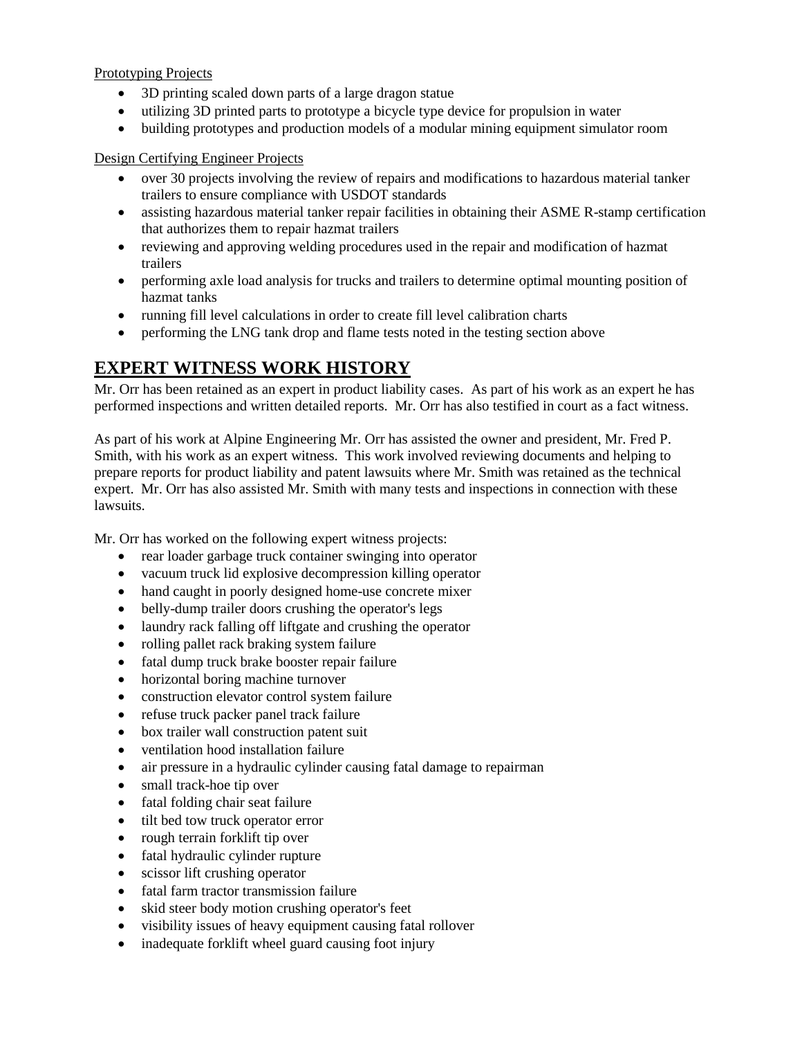Prototyping Projects

- 3D printing scaled down parts of a large dragon statue
- utilizing 3D printed parts to prototype a bicycle type device for propulsion in water
- building prototypes and production models of a modular mining equipment simulator room

Design Certifying Engineer Projects

- over 30 projects involving the review of repairs and modifications to hazardous material tanker trailers to ensure compliance with USDOT standards
- assisting hazardous material tanker repair facilities in obtaining their ASME R-stamp certification that authorizes them to repair hazmat trailers
- reviewing and approving welding procedures used in the repair and modification of hazmat trailers
- performing axle load analysis for trucks and trailers to determine optimal mounting position of hazmat tanks
- running fill level calculations in order to create fill level calibration charts
- performing the LNG tank drop and flame tests noted in the testing section above

## EXPERT WITNESS WORK HISTORY

Mr. Orr has been retained as an expert in product liability cases. As part of his work as an expert he has performed inspections and written detailed reports. Mr. Orr has also testified in court as a fact witness.

As part of his work at Alpine Engineering Mr. Orr has assisted the owner and president, Mr. Fred P. Smith, with his work as an expert witness. This work involved reviewing documents and helping to prepare reports for product liability and patent lawsuits where Mr. Smith was retained as the technical expert. Mr. Orr has also assisted Mr. Smith with many tests and inspections in connection with these lawsuits.

Mr. Orr has worked on the following expert witness projects:

- rear loader garbage truck container swinging into operator
- vacuum truck lid explosive decompression killing operator
- hand caught in poorly designed home-use concrete mixer
- belly-dump trailer doors crushing the operator's legs
- laundry rack falling off liftgate and crushing the operator
- rolling pallet rack braking system failure
- fatal dump truck brake booster repair failure
- horizontal boring machine turnover
- construction elevator control system failure
- refuse truck packer panel track failure
- box trailer wall construction patent suit
- ventilation hood installation failure
- air pressure in a hydraulic cylinder causing fatal damage to repairman
- small track-hoe tip over
- fatal folding chair seat failure
- tilt bed tow truck operator error
- rough terrain forklift tip over
- fatal hydraulic cylinder rupture
- scissor lift crushing operator
- fatal farm tractor transmission failure
- skid steer body motion crushing operator's feet
- visibility issues of heavy equipment causing fatal rollover
- inadequate forklift wheel guard causing foot injury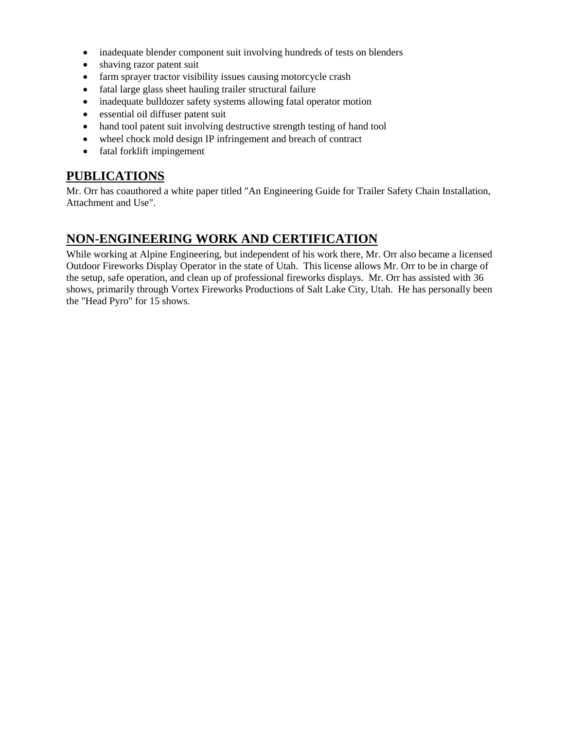- inadequate blender component suit involving hundreds of tests on blenders
- shaving razor patent suit
- farm sprayer tractor visibility issues causing motorcycle crash
- fatal large glass sheet hauling trailer structural failure
- inadequate bulldozer safety systems allowing fatal operator motion
- essential oil diffuser patent suit
- hand tool patent suit involving destructive strength testing of hand tool
- wheel chock mold design IP infringement and breach of contract
- fatal forklift impingement

## PUBLICATIONS

Mr. Orr has coauthored a white paper titled "An Engineering Guide for Trailer Safety Chain Installation, Attachment and Use".

## NON-ENGINEERING WORK AND CERTIFICATION

While working at Alpine Engineering, but independent of his work there, Mr. Orr also became a licensed Outdoor Fireworks Display Operator in the state of Utah. This license allows Mr. Orr to be in charge of the setup, safe operation, and clean up of professional fireworks displays. Mr. Orr has assisted with 36 shows, primarily through Vortex Fireworks Productions of Salt Lake City, Utah. He has personally been the "Head Pyro" for 15 shows.